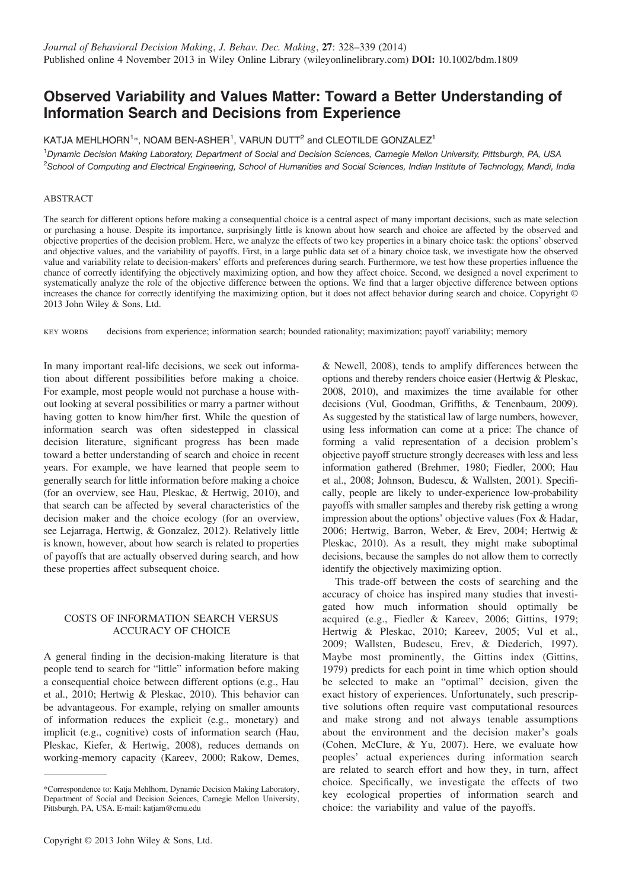# Observed Variability and Values Matter: Toward a Better Understanding of Information Search and Decisions from Experience

KATJA MEHLHORN[1]*, NOAM BEN-ASHER[1], VARUN DUTT[2] and CLEOTILDE GONZALEZ[1]

[1]*Dynamic Decision Making Laboratory, Department of Social and Decision Sciences, Carnegie Mellon University, Pittsburgh, PA, USA*
[2]*School of Computing and Electrical Engineering, School of Humanities and Social Sciences, Indian Institute of Technology, Mandi, India*

## ABSTRACT

The search for different options before making a consequential choice is a central aspect of many important decisions, such as mate selection or purchasing a house. Despite its importance, surprisingly little is known about how search and choice are affected by the observed and objective properties of the decision problem. Here, we analyze the effects of two key properties in a binary choice task: the options' observed and objective values, and the variability of payoffs. First, in a large public data set of a binary choice task, we investigate how the observed value and variability relate to decision-makers' efforts and preferences during search. Furthermore, we test how these properties influence the chance of correctly identifying the objectively maximizing option, and how they affect choice. Second, we designed a novel experiment to systematically analyze the role of the objective difference between the options. We find that a larger objective difference between options increases the chance for correctly identifying the maximizing option, but it does not affect behavior during search and choice. Copyright © 2013 John Wiley & Sons, Ltd.

KEY WORDS decisions from experience; information search; bounded rationality; maximization; payoff variability; memory

In many important real-life decisions, we seek out information about different possibilities before making a choice. For example, most people would not purchase a house without looking at several possibilities or marry a partner without having gotten to know him/her first. While the question of information search was often sidestepped in classical decision literature, significant progress has been made toward a better understanding of search and choice in recent years. For example, we have learned that people seem to generally search for little information before making a choice (for an overview, see Hau, Pleskac, & Hertwig, 2010), and that search can be affected by several characteristics of the decision maker and the choice ecology (for an overview, see Lejarraga, Hertwig, & Gonzalez, 2012). Relatively little is known, however, about how search is related to properties of payoffs that are actually observed during search, and how these properties affect subsequent choice.

## COSTS OF INFORMATION SEARCH VERSUS ACCURACY OF CHOICE

A general finding in the decision-making literature is that people tend to search for "little" information before making a consequential choice between different options (e.g., Hau et al., 2010; Hertwig & Pleskac, 2010). This behavior can be advantageous. For example, relying on smaller amounts of information reduces the explicit (e.g., monetary) and implicit (e.g., cognitive) costs of information search (Hau, Pleskac, Kiefer, & Hertwig, 2008), reduces demands on working-memory capacity (Kareev, 2000; Rakow, Demes, & Newell, 2008), tends to amplify differences between the options and thereby renders choice easier (Hertwig & Pleskac, 2008, 2010), and maximizes the time available for other decisions (Vul, Goodman, Griffiths, & Tenenbaum, 2009). As suggested by the statistical law of large numbers, however, using less information can come at a price: The chance of forming a valid representation of a decision problem's objective payoff structure strongly decreases with less and less information gathered (Brehmer, 1980; Fiedler, 2000; Hau et al., 2008; Johnson, Budescu, & Wallsten, 2001). Specifically, people are likely to under-experience low-probability payoffs with smaller samples and thereby risk getting a wrong impression about the options' objective values (Fox & Hadar, 2006; Hertwig, Barron, Weber, & Erev, 2004; Hertwig & Pleskac, 2010). As a result, they might make suboptimal decisions, because the samples do not allow them to correctly identify the objectively maximizing option.

This trade-off between the costs of searching and the accuracy of choice has inspired many studies that investigated how much information should optimally be acquired (e.g., Fiedler & Kareev, 2006; Gittins, 1979; Hertwig & Pleskac, 2010; Kareev, 2005; Vul et al., 2009; Wallsten, Budescu, Erev, & Diederich, 1997). Maybe most prominently, the Gittins index (Gittins, 1979) predicts for each point in time which option should be selected to make an "optimal" decision, given the exact history of experiences. Unfortunately, such prescriptive solutions often require vast computational resources and make strong and not always tenable assumptions about the environment and the decision maker's goals (Cohen, McClure, & Yu, 2007). Here, we evaluate how peoples' actual experiences during information search are related to search effort and how they, in turn, affect choice. Specifically, we investigate the effects of two key ecological properties of information search and choice: the variability and value of the payoffs.

---

*Correspondence to: Katja Mehlhorn, Dynamic Decision Making Laboratory, Department of Social and Decision Sciences, Carnegie Mellon University, Pittsburgh, PA, USA. E-mail: katjam@cmu.edu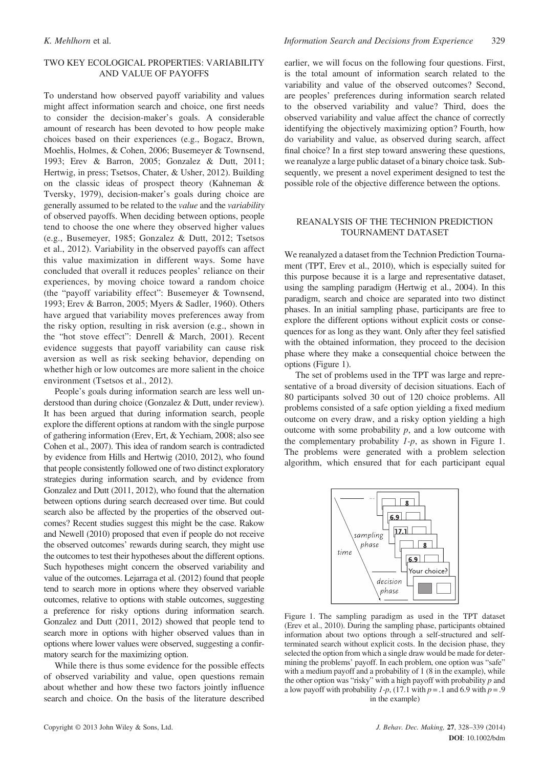## TWO KEY ECOLOGICAL PROPERTIES: VARIABILITY AND VALUE OF PAYOFFS

To understand how observed payoff variability and values might affect information search and choice, one first needs to consider the decision-maker's goals. A considerable amount of research has been devoted to how people make choices based on their experiences (e.g., Bogacz, Brown, Moehlis, Holmes, & Cohen, 2006; Busemeyer & Townsend, 1993; Erev & Barron, 2005; Gonzalez & Dutt, 2011; Hertwig, in press; Tsetsos, Chater, & Usher, 2012). Building on the classic ideas of prospect theory (Kahneman & Tversky, 1979), decision-maker's goals during choice are generally assumed to be related to the *value* and the *variability* of observed payoffs. When deciding between options, people tend to choose the one where they observed higher values (e.g., Busemeyer, 1985; Gonzalez & Dutt, 2012; Tsetsos et al., 2012). Variability in the observed payoffs can affect this value maximization in different ways. Some have concluded that overall it reduces peoples' reliance on their experiences, by moving choice toward a random choice (the "payoff variability effect": Busemeyer & Townsend, 1993; Erev & Barron, 2005; Myers & Sadler, 1960). Others have argued that variability moves preferences away from the risky option, resulting in risk aversion (e.g., shown in the "hot stove effect": Denrell & March, 2001). Recent evidence suggests that payoff variability can cause risk aversion as well as risk seeking behavior, depending on whether high or low outcomes are more salient in the choice environment (Tsetsos et al., 2012).

People's goals during information search are less well understood than during choice (Gonzalez & Dutt, under review). It has been argued that during information search, people explore the different options at random with the single purpose of gathering information (Erev, Ert, & Yechiam, 2008; also see Cohen et al., 2007). This idea of random search is contradicted by evidence from Hills and Hertwig (2010, 2012), who found that people consistently followed one of two distinct exploratory strategies during information search, and by evidence from Gonzalez and Dutt (2011, 2012), who found that the alternation between options during search decreased over time. But could search also be affected by the properties of the observed outcomes? Recent studies suggest this might be the case. Rakow and Newell (2010) proposed that even if people do not receive the observed outcomes' rewards during search, they might use the outcomes to test their hypotheses about the different options. Such hypotheses might concern the observed variability and value of the outcomes. Lejarraga et al. (2012) found that people tend to search more in options where they observed variable outcomes, relative to options with stable outcomes, suggesting a preference for risky options during information search. Gonzalez and Dutt (2011, 2012) showed that people tend to search more in options with higher observed values than in options where lower values were observed, suggesting a confirmatory search for the maximizing option.

While there is thus some evidence for the possible effects of observed variability and value, open questions remain about whether and how these two factors jointly influence search and choice. On the basis of the literature described earlier, we will focus on the following four questions. First, is the total amount of information search related to the variability and value of the observed outcomes? Second, are peoples' preferences during information search related to the observed variability and value? Third, does the observed variability and value affect the chance of correctly identifying the objectively maximizing option? Fourth, how do variability and value, as observed during search, affect final choice? In a first step toward answering these questions, we reanalyze a large public dataset of a binary choice task. Subsequently, we present a novel experiment designed to test the possible role of the objective difference between the options.

## REANALYSIS OF THE TECHNION PREDICTION TOURNAMENT DATASET

We reanalyzed a dataset from the Technion Prediction Tournament (TPT, Erev et al., 2010), which is especially suited for this purpose because it is a large and representative dataset, using the sampling paradigm (Hertwig et al., 2004). In this paradigm, search and choice are separated into two distinct phases. In an initial sampling phase, participants are free to explore the different options without explicit costs or consequences for as long as they want. Only after they feel satisfied with the obtained information, they proceed to the decision phase where they make a consequential choice between the options (Figure 1).

The set of problems used in the TPT was large and representative of a broad diversity of decision situations. Each of 80 participants solved 30 out of 120 choice problems. All problems consisted of a safe option yielding a fixed medium outcome on every draw, and a risky option yielding a high outcome with some probability $p$, and a low outcome with the complementary probability $1$-$p$, as shown in Figure 1. The problems were generated with a problem selection algorithm, which ensured that for each participant equal

Figure 1. The sampling paradigm as used in the TPT dataset (Erev et al., 2010). During the sampling phase, participants obtained information about two options through a self-structured and self-terminated search without explicit costs. In the decision phase, they selected the option from which a single draw would be made for determining the problems' payoff. In each problem, one option was "safe" with a medium payoff and a probability of 1 (8 in the example), while the other option was "risky" with a high payoff with probability $p$ and a low payoff with probability $1$-$p$, (17.1 with $p = .1$ and 6.9 with $p = .9$ in the example)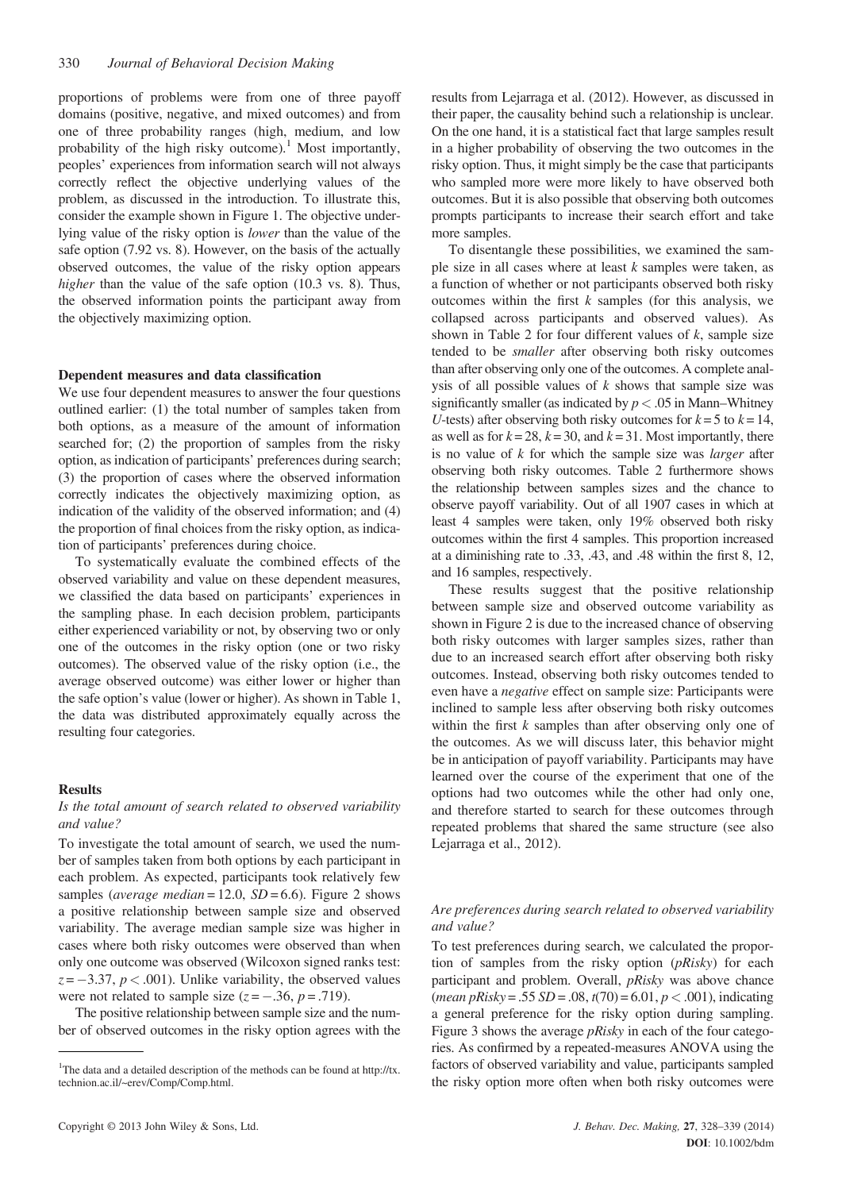proportions of problems were from one of three payoff domains (positive, negative, and mixed outcomes) and from one of three probability ranges (high, medium, and low probability of the high risky outcome).[1] Most importantly, peoples' experiences from information search will not always correctly reflect the objective underlying values of the problem, as discussed in the introduction. To illustrate this, consider the example shown in Figure 1. The objective underlying value of the risky option is *lower* than the value of the safe option (7.92 vs. 8). However, on the basis of the actually observed outcomes, the value of the risky option appears *higher* than the value of the safe option (10.3 vs. 8). Thus, the observed information points the participant away from the objectively maximizing option.

#### Dependent measures and data classification

We use four dependent measures to answer the four questions outlined earlier: (1) the total number of samples taken from both options, as a measure of the amount of information searched for; (2) the proportion of samples from the risky option, as indication of participants' preferences during search; (3) the proportion of cases where the observed information correctly indicates the objectively maximizing option, as indication of the validity of the observed information; and (4) the proportion of final choices from the risky option, as indication of participants' preferences during choice.

To systematically evaluate the combined effects of the observed variability and value on these dependent measures, we classified the data based on participants' experiences in the sampling phase. In each decision problem, participants either experienced variability or not, by observing two or only one of the outcomes in the risky option (one or two risky outcomes). The observed value of the risky option (i.e., the average observed outcome) was either lower or higher than the safe option's value (lower or higher). As shown in Table 1, the data was distributed approximately equally across the resulting four categories.

#### Results

*Is the total amount of search related to observed variability and value?*

To investigate the total amount of search, we used the number of samples taken from both options by each participant in each problem. As expected, participants took relatively few samples (*average median* = 12.0, *SD* = 6.6). Figure 2 shows a positive relationship between sample size and observed variability. The average median sample size was higher in cases where both risky outcomes were observed than when only one outcome was observed (Wilcoxon signed ranks test: $z = -3.37$, $p < .001$). Unlike variability, the observed values were not related to sample size ($z = -.36$, $p = .719$).

The positive relationship between sample size and the number of observed outcomes in the risky option agrees with the results from Lejarraga et al. (2012). However, as discussed in their paper, the causality behind such a relationship is unclear. On the one hand, it is a statistical fact that large samples result in a higher probability of observing the two outcomes in the risky option. Thus, it might simply be the case that participants who sampled more were more likely to have observed both outcomes. But it is also possible that observing both outcomes prompts participants to increase their search effort and take more samples.

To disentangle these possibilities, we examined the sample size in all cases where at least $k$ samples were taken, as a function of whether or not participants observed both risky outcomes within the first $k$ samples (for this analysis, we collapsed across participants and observed values). As shown in Table 2 for four different values of $k$, sample size tended to be *smaller* after observing both risky outcomes than after observing only one of the outcomes. A complete analysis of all possible values of $k$ shows that sample size was significantly smaller (as indicated by $p < .05$ in Mann–Whitney $U$-tests) after observing both risky outcomes for $k = 5$ to $k = 14$, as well as for $k = 28$, $k = 30$, and $k = 31$. Most importantly, there is no value of $k$ for which the sample size was *larger* after observing both risky outcomes. Table 2 furthermore shows the relationship between samples sizes and the chance to observe payoff variability. Out of all 1907 cases in which at least 4 samples were taken, only 19% observed both risky outcomes within the first 4 samples. This proportion increased at a diminishing rate to .33, .43, and .48 within the first 8, 12, and 16 samples, respectively.

These results suggest that the positive relationship between sample size and observed outcome variability as shown in Figure 2 is due to the increased chance of observing both risky outcomes with larger samples sizes, rather than due to an increased search effort after observing both risky outcomes. Instead, observing both risky outcomes tended to even have a *negative* effect on sample size: Participants were inclined to sample less after observing both risky outcomes within the first $k$ samples than after observing only one of the outcomes. As we will discuss later, this behavior might be in anticipation of payoff variability. Participants may have learned over the course of the experiment that one of the options had two outcomes while the other had only one, and therefore started to search for these outcomes through repeated problems that shared the same structure (see also Lejarraga et al., 2012).

*Are preferences during search related to observed variability and value?*

To test preferences during search, we calculated the proportion of samples from the risky option (*pRisky*) for each participant and problem. Overall, *pRisky* was above chance (*mean pRisky* = .55 *SD* = .08, $t(70) = 6.01$, $p < .001$), indicating a general preference for the risky option during sampling. Figure 3 shows the average *pRisky* in each of the four categories. As confirmed by a repeated-measures ANOVA using the factors of observed variability and value, participants sampled the risky option more often when both risky outcomes were

[1]The data and a detailed description of the methods can be found at http://tx.technion.ac.il/~erev/Comp/Comp.html.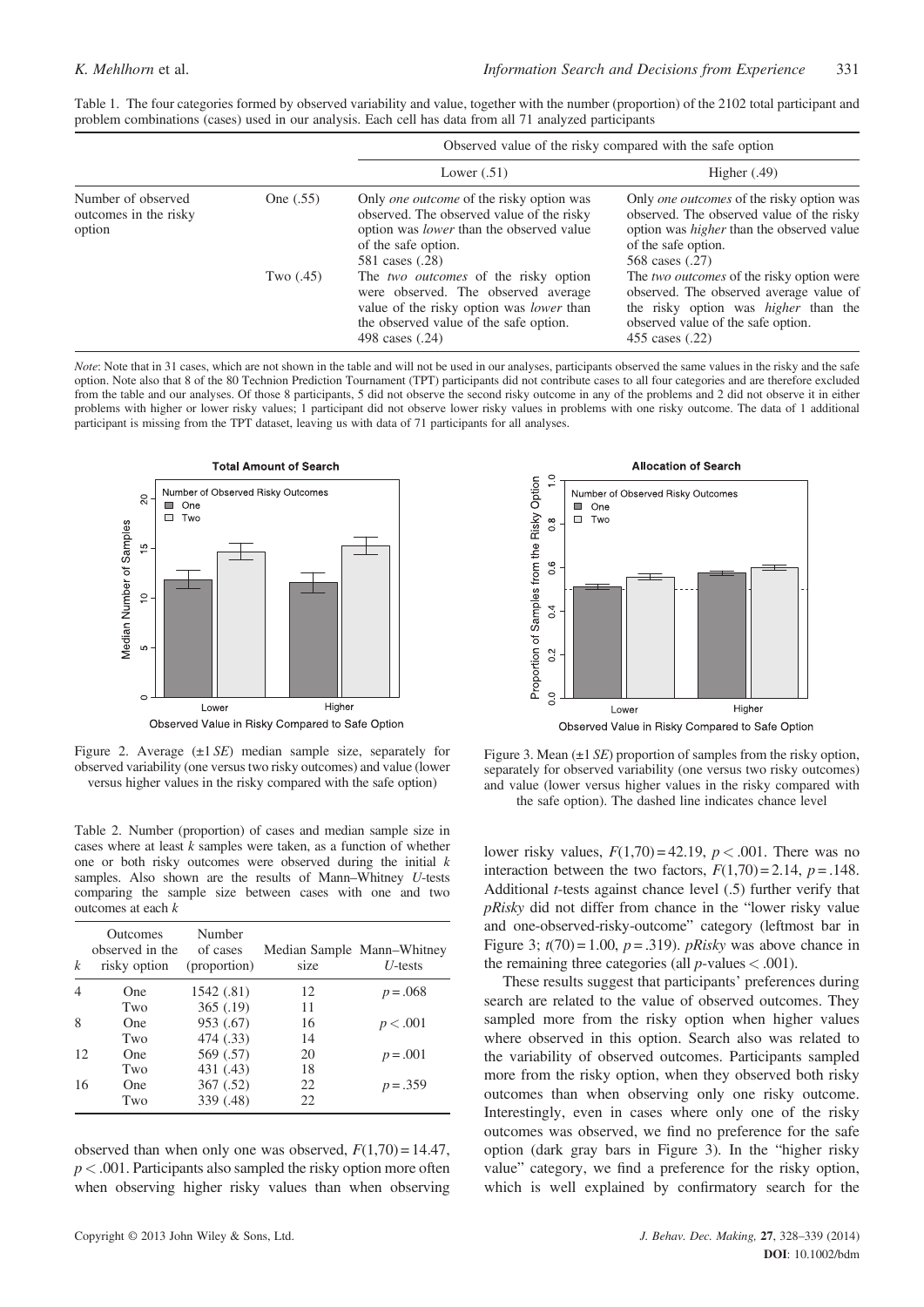Table 1. The four categories formed by observed variability and value, together with the number (proportion) of the 2102 total participant and problem combinations (cases) used in our analysis. Each cell has data from all 71 analyzed participants

| | | Observed value of the risky compared with the safe option | |
|---|---|---|---|
| | | Lower (.51) | Higher (.49) |
| Number of observed outcomes in the risky option | One (.55) | Only *one outcome* of the risky option was observed. The observed value of the risky option was *lower* than the observed value of the safe option. 581 cases (.28) | Only *one outcomes* of the risky option was observed. The observed value of the risky option was *higher* than the observed value of the safe option. 568 cases (.27) |
| | Two (.45) | The *two outcomes* of the risky option were observed. The observed average value of the risky option was *lower* than the observed value of the safe option. 498 cases (.24) | The *two outcomes* of the risky option were observed. The observed average value of the risky option was *higher* than the observed value of the safe option. 455 cases (.22) |

*Note*: Note that in 31 cases, which are not shown in the table and will not be used in our analyses, participants observed the same values in the risky and the safe option. Note also that 8 of the 80 Technion Prediction Tournament (TPT) participants did not contribute cases to all four categories and are therefore excluded from the table and our analyses. Of those 8 participants, 5 did not observe the second risky outcome in any of the problems and 2 did not observe it in either problems with higher or lower risky values; 1 participant did not observe lower risky values in problems with one risky outcome. The data of 1 additional participant is missing from the TPT dataset, leaving us with data of 71 participants for all analyses.

Figure 2. Average ($\pm 1$ *SE*) median sample size, separately for observed variability (one versus two risky outcomes) and value (lower versus higher values in the risky compared with the safe option)

Figure 3. Mean ($\pm 1$ *SE*) proportion of samples from the risky option, separately for observed variability (one versus two risky outcomes) and value (lower versus higher values in the risky compared with the safe option). The dashed line indicates chance level

Table 2. Number (proportion) of cases and median sample size in cases where at least $k$ samples were taken, as a function of whether one or both risky outcomes were observed during the initial $k$ samples. Also shown are the results of Mann–Whitney *U*-tests comparing the sample size between cases with one and two outcomes at each $k$

| $k$ | Outcomes observed in the risky option | Number of cases (proportion) | Median Sample size | Mann–Whitney *U*-tests |
|---|---|---|---|---|
| 4 | One | 1542 (.81) | 12 | $p = .068$ |
| | Two | 365 (.19) | 11 | |
| 8 | One | 953 (.67) | 16 | $p < .001$ |
| | Two | 474 (.33) | 14 | |
| 12 | One | 569 (.57) | 20 | $p = .001$ |
| | Two | 431 (.43) | 18 | |
| 16 | One | 367 (.52) | 22 | $p = .359$ |
| | Two | 339 (.48) | 22 | |

observed than when only one was observed, $F(1,70) = 14.47$, $p < .001$. Participants also sampled the risky option more often when observing higher risky values than when observing lower risky values, $F(1,70) = 42.19$, $p < .001$. There was no interaction between the two factors, $F(1,70) = 2.14$, $p = .148$. Additional *t*-tests against chance level (.5) further verify that *pRisky* did not differ from chance in the "lower risky value and one-observed-risky-outcome" category (leftmost bar in Figure 3; $t(70) = 1.00$, $p = .319$). *pRisky* was above chance in the remaining three categories (all *p*-values $< .001$).

These results suggest that participants' preferences during search are related to the value of observed outcomes. They sampled more from the risky option when higher values where observed in this option. Search also was related to the variability of observed outcomes. Participants sampled more from the risky option, when they observed both risky outcomes than when observing only one risky outcome. Interestingly, even in cases where only one of the risky outcomes was observed, we find no preference for the safe option (dark gray bars in Figure 3). In the "higher risky value" category, we find a preference for the risky option, which is well explained by confirmatory search for the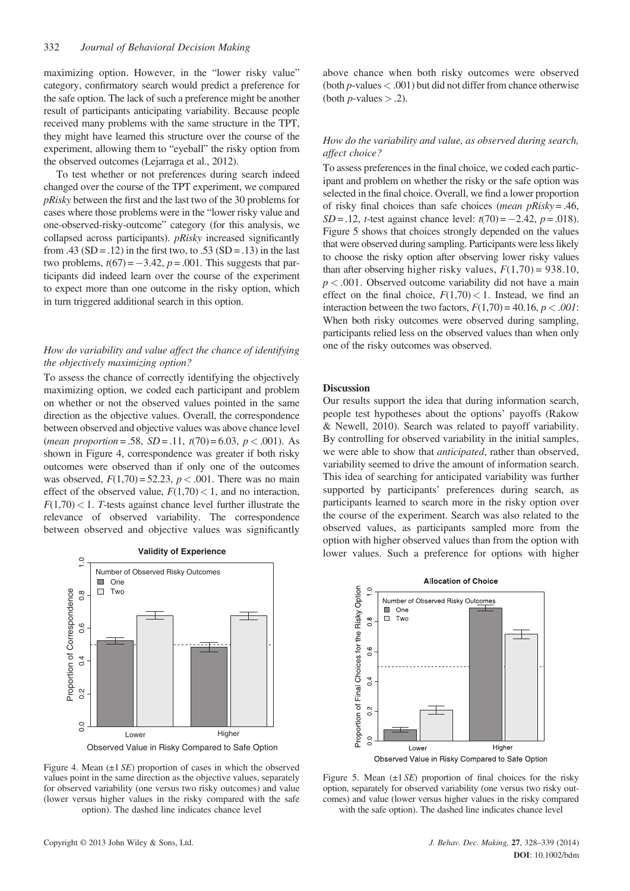maximizing option. However, in the "lower risky value" category, confirmatory search would predict a preference for the safe option. The lack of such a preference might be another result of participants anticipating variability. Because people received many problems with the same structure in the TPT, they might have learned this structure over the course of the experiment, allowing them to "eyeball" the risky option from the observed outcomes (Lejarraga et al., 2012).

To test whether or not preferences during search indeed changed over the course of the TPT experiment, we compared *pRisky* between the first and the last two of the 30 problems for cases where those problems were in the "lower risky value and one-observed-risky-outcome" category (for this analysis, we collapsed across participants). *pRisky* increased significantly from .43 (SD = .12) in the first two, to .53 (SD = .13) in the last two problems, $t(67) = -3.42$, $p = .001$. This suggests that participants did indeed learn over the course of the experiment to expect more than one outcome in the risky option, which in turn triggered additional search in this option.

### *How do variability and value affect the chance of identifying the objectively maximizing option?*

To assess the chance of correctly identifying the objectively maximizing option, we coded each participant and problem on whether or not the observed values pointed in the same direction as the objective values. Overall, the correspondence between observed and objective values was above chance level (*mean proportion* = .58, *SD* = .11, $t(70) = 6.03$, $p < .001$). As shown in Figure 4, correspondence was greater if both risky outcomes were observed than if only one of the outcomes was observed, $F(1,70) = 52.23$, $p < .001$. There was no main effect of the observed value, $F(1,70) < 1$, and no interaction, $F(1,70) < 1$. *T*-tests against chance level further illustrate the relevance of observed variability. The correspondence between observed and objective values was significantly above chance when both risky outcomes were observed (both *p*-values < .001) but did not differ from chance otherwise (both *p*-values > .2).

Figure 4. Mean (±1 *SE*) proportion of cases in which the observed values point in the same direction as the objective values, separately for observed variability (one versus two risky outcomes) and value (lower versus higher values in the risky compared with the safe option). The dashed line indicates chance level

### *How do the variability and value, as observed during search, affect choice?*

To assess preferences in the final choice, we coded each participant and problem on whether the risky or the safe option was selected in the final choice. Overall, we find a lower proportion of risky final choices than safe choices (*mean pRisky* = .46, *SD* = .12, *t*-test against chance level: $t(70) = -2.42$, $p = .018$). Figure 5 shows that choices strongly depended on the values that were observed during sampling. Participants were less likely to choose the risky option after observing lower risky values than after observing higher risky values, $F(1,70) = 938.10$, $p < .001$. Observed outcome variability did not have a main effect on the final choice, $F(1,70) < 1$. Instead, we find an interaction between the two factors, $F(1,70) = 40.16$, $p < .001$: When both risky outcomes were observed during sampling, participants relied less on the observed values than when only one of the risky outcomes was observed.

### Discussion

Our results support the idea that during information search, people test hypotheses about the options' payoffs (Rakow & Newell, 2010). Search was related to payoff variability. By controlling for observed variability in the initial samples, we were able to show that *anticipated*, rather than observed, variability seemed to drive the amount of information search. This idea of searching for anticipated variability was further supported by participants' preferences during search, as participants learned to search more in the risky option over the course of the experiment. Search was also related to the observed values, as participants sampled more from the option with higher observed values than from the option with lower values. Such a preference for options with higher

Figure 5. Mean (±1 *SE*) proportion of final choices for the risky option, separately for observed variability (one versus two risky outcomes) and value (lower versus higher values in the risky compared with the safe option). The dashed line indicates chance level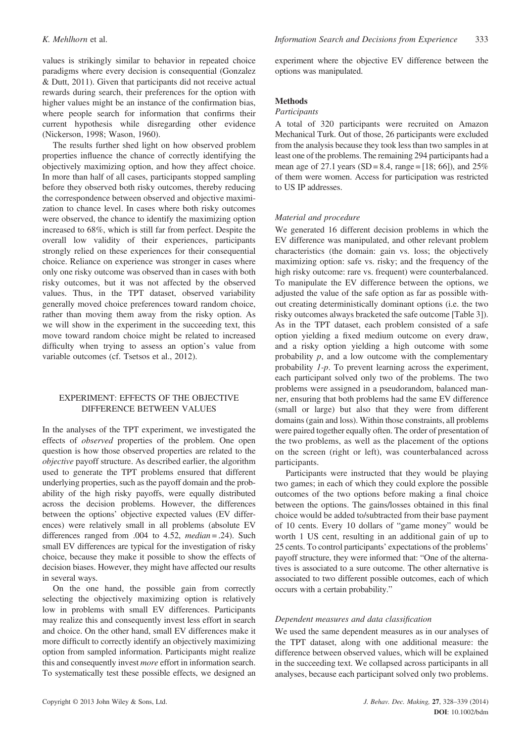values is strikingly similar to behavior in repeated choice paradigms where every decision is consequential (Gonzalez & Dutt, 2011). Given that participants did not receive actual rewards during search, their preferences for the option with higher values might be an instance of the confirmation bias, where people search for information that confirms their current hypothesis while disregarding other evidence (Nickerson, 1998; Wason, 1960).

The results further shed light on how observed problem properties influence the chance of correctly identifying the objectively maximizing option, and how they affect choice. In more than half of all cases, participants stopped sampling before they observed both risky outcomes, thereby reducing the correspondence between observed and objective maximization to chance level. In cases where both risky outcomes were observed, the chance to identify the maximizing option increased to 68%, which is still far from perfect. Despite the overall low validity of their experiences, participants strongly relied on these experiences for their consequential choice. Reliance on experience was stronger in cases where only one risky outcome was observed than in cases with both risky outcomes, but it was not affected by the observed values. Thus, in the TPT dataset, observed variability generally moved choice preferences toward random choice, rather than moving them away from the risky option. As we will show in the experiment in the succeeding text, this move toward random choice might be related to increased difficulty when trying to assess an option's value from variable outcomes (cf. Tsetsos et al., 2012).

## EXPERIMENT: EFFECTS OF THE OBJECTIVE DIFFERENCE BETWEEN VALUES

In the analyses of the TPT experiment, we investigated the effects of *observed* properties of the problem. One open question is how those observed properties are related to the *objective* payoff structure. As described earlier, the algorithm used to generate the TPT problems ensured that different underlying properties, such as the payoff domain and the probability of the high risky payoffs, were equally distributed across the decision problems. However, the differences between the options' objective expected values (EV differences) were relatively small in all problems (absolute EV differences ranged from .004 to 4.52, *median* = .24). Such small EV differences are typical for the investigation of risky choice, because they make it possible to show the effects of decision biases. However, they might have affected our results in several ways.

On the one hand, the possible gain from correctly selecting the objectively maximizing option is relatively low in problems with small EV differences. Participants may realize this and consequently invest less effort in search and choice. On the other hand, small EV differences make it more difficult to correctly identify an objectively maximizing option from sampled information. Participants might realize this and consequently invest *more* effort in information search. To systematically test these possible effects, we designed an experiment where the objective EV difference between the options was manipulated.

### Methods

#### Participants

A total of 320 participants were recruited on Amazon Mechanical Turk. Out of those, 26 participants were excluded from the analysis because they took less than two samples in at least one of the problems. The remaining 294 participants had a mean age of 27.1 years (SD = 8.4, range = [18; 66]), and 25% of them were women. Access for participation was restricted to US IP addresses.

#### Material and procedure

We generated 16 different decision problems in which the EV difference was manipulated, and other relevant problem characteristics (the domain: gain vs. loss; the objectively maximizing option: safe vs. risky; and the frequency of the high risky outcome: rare vs. frequent) were counterbalanced. To manipulate the EV difference between the options, we adjusted the value of the safe option as far as possible without creating deterministically dominant options (i.e. the two risky outcomes always bracketed the safe outcome [Table 3]). As in the TPT dataset, each problem consisted of a safe option yielding a fixed medium outcome on every draw, and a risky option yielding a high outcome with some probability $p$, and a low outcome with the complementary probability $1\text{-}p$. To prevent learning across the experiment, each participant solved only two of the problems. The two problems were assigned in a pseudorandom, balanced manner, ensuring that both problems had the same EV difference (small or large) but also that they were from different domains (gain and loss). Within those constraints, all problems were paired together equally often. The order of presentation of the two problems, as well as the placement of the options on the screen (right or left), was counterbalanced across participants.

Participants were instructed that they would be playing two games; in each of which they could explore the possible outcomes of the two options before making a final choice between the options. The gains/losses obtained in this final choice would be added to/subtracted from their base payment of 10 cents. Every 10 dollars of "game money" would be worth 1 US cent, resulting in an additional gain of up to 25 cents. To control participants' expectations of the problems' payoff structure, they were informed that: "One of the alternatives is associated to a sure outcome. The other alternative is associated to two different possible outcomes, each of which occurs with a certain probability."

#### Dependent measures and data classification

We used the same dependent measures as in our analyses of the TPT dataset, along with one additional measure: the difference between observed values, which will be explained in the succeeding text. We collapsed across participants in all analyses, because each participant solved only two problems.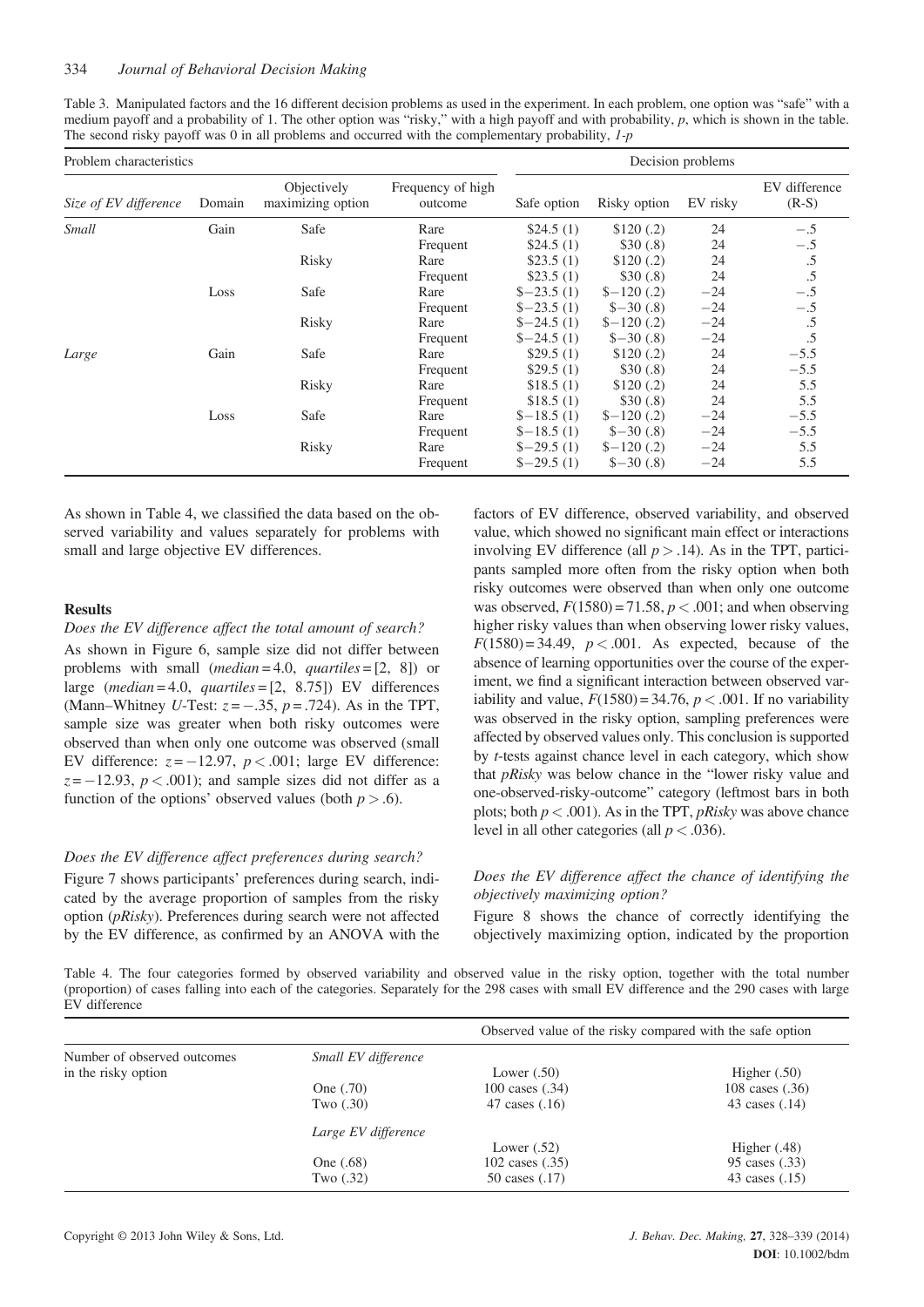Table 3. Manipulated factors and the 16 different decision problems as used in the experiment. In each problem, one option was "safe" with a medium payoff and a probability of 1. The other option was "risky," with a high payoff and with probability, $p$, which is shown in the table. The second risky payoff was 0 in all problems and occurred with the complementary probability, $1\text{-}p$

| Problem characteristics | | | | Decision problems | | | |
|---|---|---|---|---|---|---|---|
| *Size of EV difference* | Domain | Objectively maximizing option | Frequency of high outcome | Safe option | Risky option | EV risky | EV difference (R-S) |
| *Small* | Gain | Safe | Rare | \$24.5 (1) | \$120 (.2) | 24 | −.5 |
| | | | Frequent | \$24.5 (1) | \$30 (.8) | 24 | −.5 |
| | | Risky | Rare | \$23.5 (1) | \$120 (.2) | 24 | .5 |
| | | | Frequent | \$23.5 (1) | \$30 (.8) | 24 | .5 |
| | Loss | Safe | Rare | \$−23.5 (1) | \$−120 (.2) | −24 | −.5 |
| | | | Frequent | \$−23.5 (1) | \$−30 (.8) | −24 | −.5 |
| | | Risky | Rare | \$−24.5 (1) | \$−120 (.2) | −24 | .5 |
| | | | Frequent | \$−24.5 (1) | \$−30 (.8) | −24 | .5 |
| *Large* | Gain | Safe | Rare | \$29.5 (1) | \$120 (.2) | 24 | −5.5 |
| | | | Frequent | \$29.5 (1) | \$30 (.8) | 24 | −5.5 |
| | | Risky | Rare | \$18.5 (1) | \$120 (.2) | 24 | 5.5 |
| | | | Frequent | \$18.5 (1) | \$30 (.8) | 24 | 5.5 |
| | Loss | Safe | Rare | \$−18.5 (1) | \$−120 (.2) | −24 | −5.5 |
| | | | Frequent | \$−18.5 (1) | \$−30 (.8) | −24 | −5.5 |
| | | Risky | Rare | \$−29.5 (1) | \$−120 (.2) | −24 | 5.5 |
| | | | Frequent | \$−29.5 (1) | \$−30 (.8) | −24 | 5.5 |

As shown in Table 4, we classified the data based on the observed variability and values separately for problems with small and large objective EV differences.

### Results

#### *Does the EV difference affect the total amount of search?*

As shown in Figure 6, sample size did not differ between problems with small (*median* = 4.0, *quartiles* = [2, 8]) or large (*median* = 4.0, *quartiles* = [2, 8.75]) EV differences (Mann–Whitney *U*-Test: $z = -.35$, $p = .724$). As in the TPT, sample size was greater when both risky outcomes were observed than when only one outcome was observed (small EV difference: $z = -12.97$, $p < .001$; large EV difference: $z = -12.93$, $p < .001$); and sample sizes did not differ as a function of the options' observed values (both $p > .6$).

#### *Does the EV difference affect preferences during search?*

Figure 7 shows participants' preferences during search, indicated by the average proportion of samples from the risky option (*pRisky*). Preferences during search were not affected by the EV difference, as confirmed by an ANOVA with the factors of EV difference, observed variability, and observed value, which showed no significant main effect or interactions involving EV difference (all $p > .14$). As in the TPT, participants sampled more often from the risky option when both risky outcomes were observed than when only one outcome was observed, $F(1580) = 71.58$, $p < .001$; and when observing higher risky values than when observing lower risky values, $F(1580) = 34.49$, $p < .001$. As expected, because of the absence of learning opportunities over the course of the experiment, we find a significant interaction between observed variability and value, $F(1580) = 34.76$, $p < .001$. If no variability was observed in the risky option, sampling preferences were affected by observed values only. This conclusion is supported by *t*-tests against chance level in each category, which show that *pRisky* was below chance in the "lower risky value and one-observed-risky-outcome" category (leftmost bars in both plots; both $p < .001$). As in the TPT, *pRisky* was above chance level in all other categories (all $p < .036$).

#### *Does the EV difference affect the chance of identifying the objectively maximizing option?*

Figure 8 shows the chance of correctly identifying the objectively maximizing option, indicated by the proportion

Table 4. The four categories formed by observed variability and observed value in the risky option, together with the total number (proportion) of cases falling into each of the categories. Separately for the 298 cases with small EV difference and the 290 cases with large EV difference

| Number of observed outcomes in the risky option | | Observed value of the risky compared with the safe option | |
|---|---|---|---|
| | *Small EV difference* | Lower (.50) | Higher (.50) |
| | One (.70) | 100 cases (.34) | 108 cases (.36) |
| | Two (.30) | 47 cases (.16) | 43 cases (.14) |
| | *Large EV difference* | Lower (.52) | Higher (.48) |
| | One (.68) | 102 cases (.35) | 95 cases (.33) |
| | Two (.32) | 50 cases (.17) | 43 cases (.15) |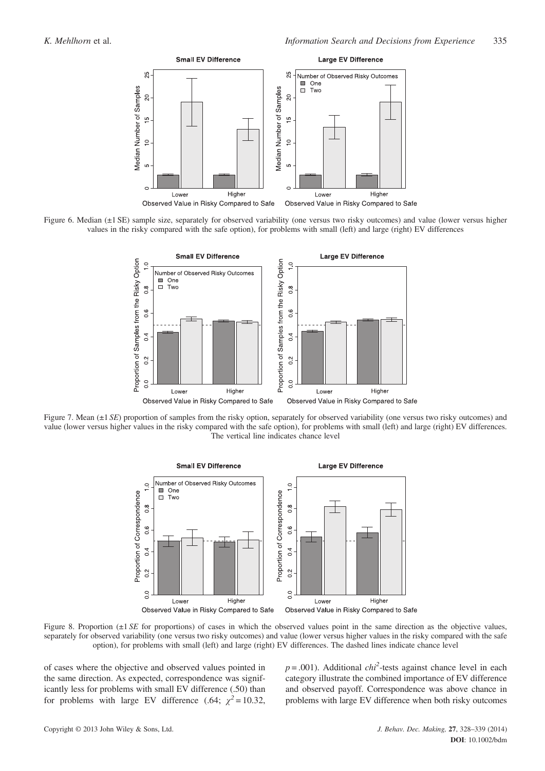Figure 6. Median (±1 SE) sample size, separately for observed variability (one versus two risky outcomes) and value (lower versus higher values in the risky compared with the safe option), for problems with small (left) and large (right) EV differences

Figure 7. Mean (±1 *SE*) proportion of samples from the risky option, separately for observed variability (one versus two risky outcomes) and value (lower versus higher values in the risky compared with the safe option), for problems with small (left) and large (right) EV differences. The vertical line indicates chance level

Figure 8. Proportion (±1 *SE* for proportions) of cases in which the observed values point in the same direction as the objective values, separately for observed variability (one versus two risky outcomes) and value (lower versus higher values in the risky compared with the safe option), for problems with small (left) and large (right) EV differences. The dashed lines indicate chance level

of cases where the objective and observed values pointed in the same direction. As expected, correspondence was significantly less for problems with small EV difference (.50) than for problems with large EV difference (.64; $\chi^2 = 10.32$, $p = .001$). Additional *chi*$^2$-tests against chance level in each category illustrate the combined importance of EV difference and observed payoff. Correspondence was above chance in problems with large EV difference when both risky outcomes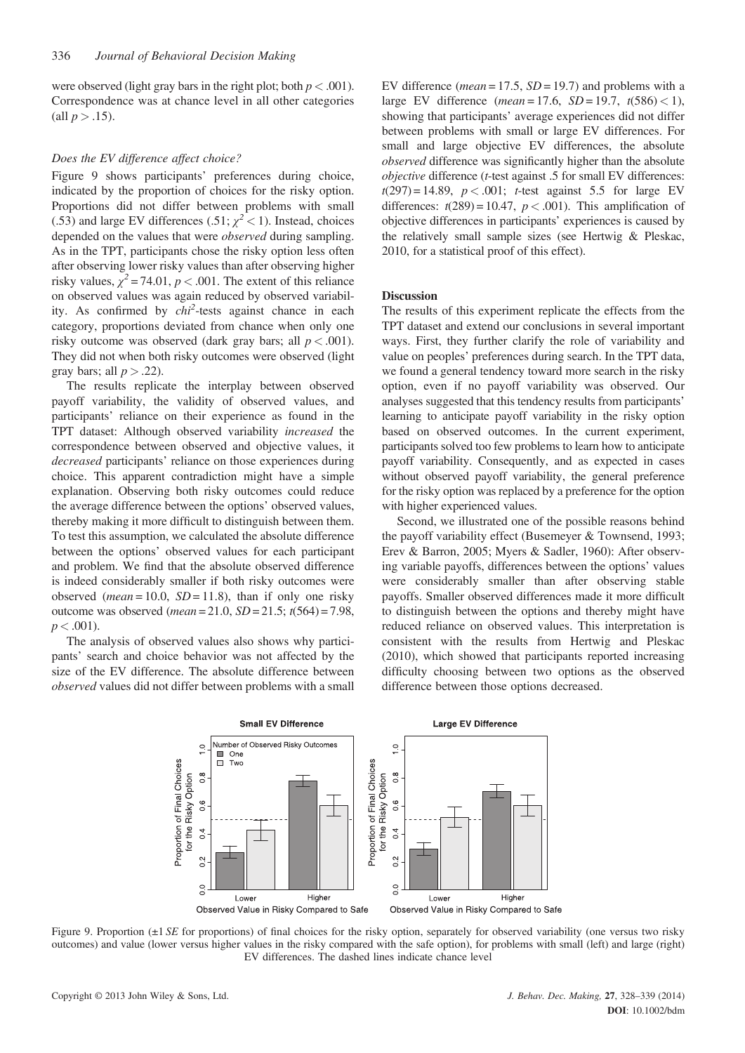were observed (light gray bars in the right plot; both $p < .001$). Correspondence was at chance level in all other categories (all $p > .15$).

### *Does the EV difference affect choice?*

Figure 9 shows participants' preferences during choice, indicated by the proportion of choices for the risky option. Proportions did not differ between problems with small (.53) and large EV differences (.51; $\chi^2 < 1$). Instead, choices depended on the values that were *observed* during sampling. As in the TPT, participants chose the risky option less often after observing lower risky values than after observing higher risky values, $\chi^2 = 74.01$, $p < .001$. The extent of this reliance on observed values was again reduced by observed variability. As confirmed by $chi^2$-tests against chance in each category, proportions deviated from chance when only one risky outcome was observed (dark gray bars; all $p < .001$). They did not when both risky outcomes were observed (light gray bars; all $p > .22$).

The results replicate the interplay between observed payoff variability, the validity of observed values, and participants' reliance on their experience as found in the TPT dataset: Although observed variability *increased* the correspondence between observed and objective values, it *decreased* participants' reliance on those experiences during choice. This apparent contradiction might have a simple explanation. Observing both risky outcomes could reduce the average difference between the options' observed values, thereby making it more difficult to distinguish between them. To test this assumption, we calculated the absolute difference between the options' observed values for each participant and problem. We find that the absolute observed difference is indeed considerably smaller if both risky outcomes were observed (*mean* = 10.0, *SD* = 11.8), than if only one risky outcome was observed (*mean* = 21.0, *SD* = 21.5; $t(564) = 7.98$, $p < .001$).

The analysis of observed values also shows why participants' search and choice behavior was not affected by the size of the EV difference. The absolute difference between *observed* values did not differ between problems with a small EV difference (*mean* = 17.5, *SD* = 19.7) and problems with a large EV difference (*mean* = 17.6, *SD* = 19.7, $t(586) < 1$), showing that participants' average experiences did not differ between problems with small or large EV differences. For small and large objective EV differences, the absolute *observed* difference was significantly higher than the absolute *objective* difference (*t*-test against .5 for small EV differences: $t(297) = 14.89$, $p < .001$; *t*-test against 5.5 for large EV differences: $t(289) = 10.47$, $p < .001$). This amplification of objective differences in participants' experiences is caused by the relatively small sample sizes (see Hertwig & Pleskac, 2010, for a statistical proof of this effect).

### Discussion

The results of this experiment replicate the effects from the TPT dataset and extend our conclusions in several important ways. First, they further clarify the role of variability and value on peoples' preferences during search. In the TPT data, we found a general tendency toward more search in the risky option, even if no payoff variability was observed. Our analyses suggested that this tendency results from participants' learning to anticipate payoff variability in the risky option based on observed outcomes. In the current experiment, participants solved too few problems to learn how to anticipate payoff variability. Consequently, and as expected in cases without observed payoff variability, the general preference for the risky option was replaced by a preference for the option with higher experienced values.

Second, we illustrated one of the possible reasons behind the payoff variability effect (Busemeyer & Townsend, 1993; Erev & Barron, 2005; Myers & Sadler, 1960): After observing variable payoffs, differences between the options' values were considerably smaller than after observing stable payoffs. Smaller observed differences made it more difficult to distinguish between the options and thereby might have reduced reliance on observed values. This interpretation is consistent with the results from Hertwig and Pleskac (2010), which showed that participants reported increasing difficulty choosing between two options as the observed difference between those options decreased.

Figure 9. Proportion (±1 *SE* for proportions) of final choices for the risky option, separately for observed variability (one versus two risky outcomes) and value (lower versus higher values in the risky compared with the safe option), for problems with small (left) and large (right) EV differences. The dashed lines indicate chance level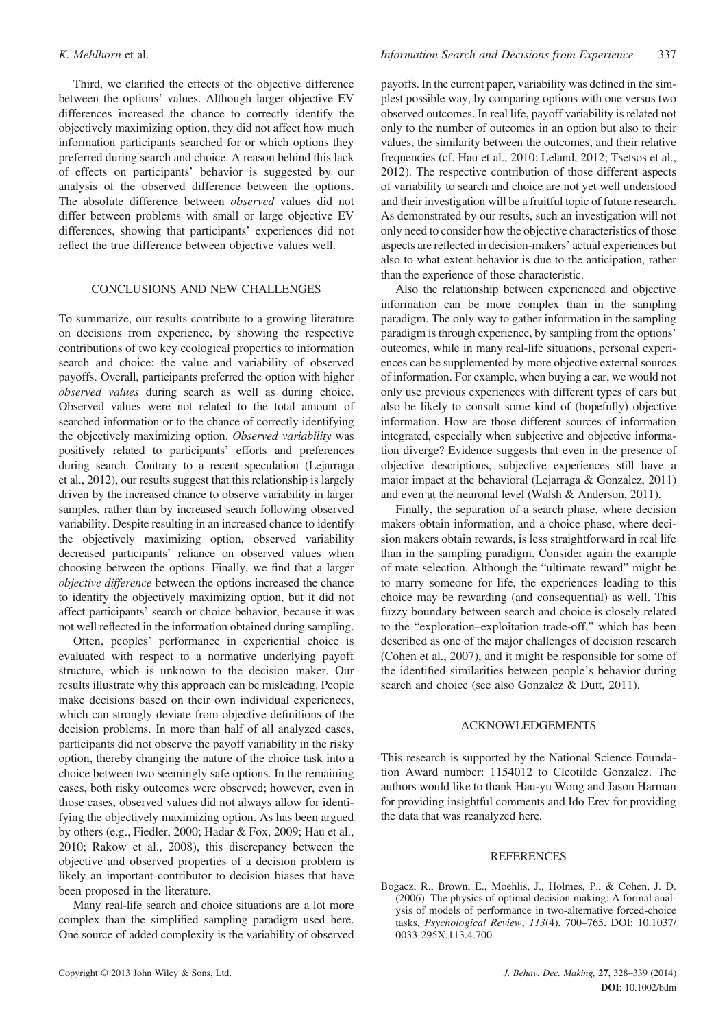Third, we clarified the effects of the objective difference between the options' values. Although larger objective EV differences increased the chance to correctly identify the objectively maximizing option, they did not affect how much information participants searched for or which options they preferred during search and choice. A reason behind this lack of effects on participants' behavior is suggested by our analysis of the observed difference between the options. The absolute difference between *observed* values did not differ between problems with small or large objective EV differences, showing that participants' experiences did not reflect the true difference between objective values well.

## CONCLUSIONS AND NEW CHALLENGES

To summarize, our results contribute to a growing literature on decisions from experience, by showing the respective contributions of two key ecological properties to information search and choice: the value and variability of observed payoffs. Overall, participants preferred the option with higher *observed values* during search as well as during choice. Observed values were not related to the total amount of searched information or to the chance of correctly identifying the objectively maximizing option. *Observed variability* was positively related to participants' efforts and preferences during search. Contrary to a recent speculation (Lejarraga et al., 2012), our results suggest that this relationship is largely driven by the increased chance to observe variability in larger samples, rather than by increased search following observed variability. Despite resulting in an increased chance to identify the objectively maximizing option, observed variability decreased participants' reliance on observed values when choosing between the options. Finally, we find that a larger *objective difference* between the options increased the chance to identify the objectively maximizing option, but it did not affect participants' search or choice behavior, because it was not well reflected in the information obtained during sampling.

Often, peoples' performance in experiential choice is evaluated with respect to a normative underlying payoff structure, which is unknown to the decision maker. Our results illustrate why this approach can be misleading. People make decisions based on their own individual experiences, which can strongly deviate from objective definitions of the decision problems. In more than half of all analyzed cases, participants did not observe the payoff variability in the risky option, thereby changing the nature of the choice task into a choice between two seemingly safe options. In the remaining cases, both risky outcomes were observed; however, even in those cases, observed values did not always allow for identifying the objectively maximizing option. As has been argued by others (e.g., Fiedler, 2000; Hadar & Fox, 2009; Hau et al., 2010; Rakow et al., 2008), this discrepancy between the objective and observed properties of a decision problem is likely an important contributor to decision biases that have been proposed in the literature.

Many real-life search and choice situations are a lot more complex than the simplified sampling paradigm used here. One source of added complexity is the variability of observed payoffs. In the current paper, variability was defined in the simplest possible way, by comparing options with one versus two observed outcomes. In real life, payoff variability is related not only to the number of outcomes in an option but also to their values, the similarity between the outcomes, and their relative frequencies (cf. Hau et al., 2010; Leland, 2012; Tsetsos et al., 2012). The respective contribution of those different aspects of variability to search and choice are not yet well understood and their investigation will be a fruitful topic of future research. As demonstrated by our results, such an investigation will not only need to consider how the objective characteristics of those aspects are reflected in decision-makers' actual experiences but also to what extent behavior is due to the anticipation, rather than the experience of those characteristic.

Also the relationship between experienced and objective information can be more complex than in the sampling paradigm. The only way to gather information in the sampling paradigm is through experience, by sampling from the options' outcomes, while in many real-life situations, personal experiences can be supplemented by more objective external sources of information. For example, when buying a car, we would not only use previous experiences with different types of cars but also be likely to consult some kind of (hopefully) objective information. How are those different sources of information integrated, especially when subjective and objective information diverge? Evidence suggests that even in the presence of objective descriptions, subjective experiences still have a major impact at the behavioral (Lejarraga & Gonzalez, 2011) and even at the neuronal level (Walsh & Anderson, 2011).

Finally, the separation of a search phase, where decision makers obtain information, and a choice phase, where decision makers obtain rewards, is less straightforward in real life than in the sampling paradigm. Consider again the example of mate selection. Although the "ultimate reward" might be to marry someone for life, the experiences leading to this choice may be rewarding (and consequential) as well. This fuzzy boundary between search and choice is closely related to the "exploration–exploitation trade-off," which has been described as one of the major challenges of decision research (Cohen et al., 2007), and it might be responsible for some of the identified similarities between people's behavior during search and choice (see also Gonzalez & Dutt, 2011).

## ACKNOWLEDGEMENTS

This research is supported by the National Science Foundation Award number: 1154012 to Cleotilde Gonzalez. The authors would like to thank Hau-yu Wong and Jason Harman for providing insightful comments and Ido Erev for providing the data that was reanalyzed here.

## REFERENCES

Bogacz, R., Brown, E., Moehlis, J., Holmes, P., & Cohen, J. D. (2006). The physics of optimal decision making: A formal analysis of models of performance in two-alternative forced-choice tasks. *Psychological Review*, *113*(4), 700–765. DOI: 10.1037/0033-295X.113.4.700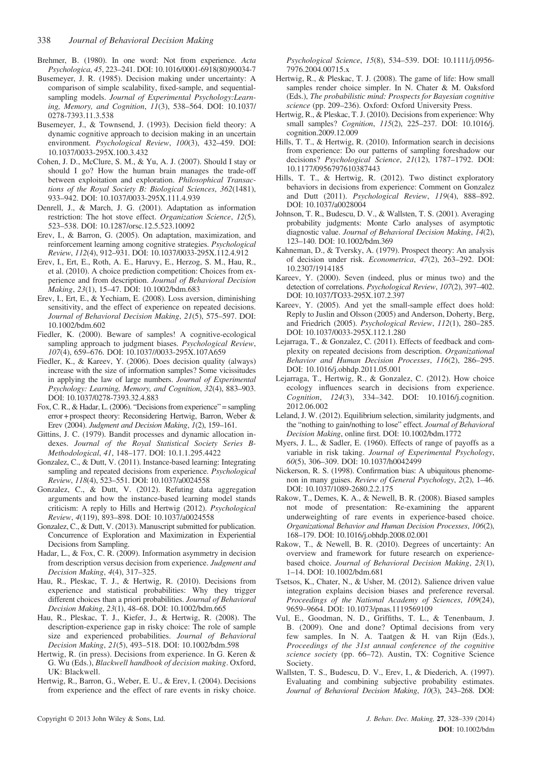Brehmer, B. (1980). In one word: Not from experience. *Acta Psychologica*, *45*, 223–241. DOI: 10.1016/0001-6918(80)90034-7

Busemeyer, J. R. (1985). Decision making under uncertainty: A comparison of simple scalability, fixed-sample, and sequential-sampling models. *Journal of Experimental Psychology:Learning, Memory, and Cognition*, *11*(3), 538–564. DOI: 10.1037/0278-7393.11.3.538

Busemeyer, J., & Townsend, J. (1993). Decision field theory: A dynamic cognitive approach to decision making in an uncertain environment. *Psychological Review*, *100*(3), 432–459. DOI: 10.1037/0033-295X.100.3.432

Cohen, J. D., McClure, S. M., & Yu, A. J. (2007). Should I stay or should I go? How the human brain manages the trade-off between exploitation and exploration. *Philosophical Transactions of the Royal Society B: Biological Sciences*, *362*(1481), 933–942. DOI: 10.1037/0033-295X.111.4.939

Denrell, J., & March, J. G. (2001). Adaptation as information restriction: The hot stove effect. *Organization Science*, *12*(5), 523–538. DOI: 10.1287/orsc.12.5.523.10092

Erev, I., & Barron, G. (2005). On adaptation, maximization, and reinforcement learning among cognitive strategies. *Psychological Review*, *112*(4), 912–931. DOI: 10.1037/0033-295X.112.4.912

Erev, I., Ert, E., Roth, A. E., Haruvy, E., Herzog, S. M., Hau, R., et al. (2010). A choice prediction competition: Choices from experience and from description. *Journal of Behavioral Decision Making*, *23*(1), 15–47. DOI: 10.1002/bdm.683

Erev, I., Ert, E., & Yechiam, E. (2008). Loss aversion, diminishing sensitivity, and the effect of experience on repeated decisions. *Journal of Behavioral Decision Making*, *21*(5), 575–597. DOI: 10.1002/bdm.602

Fiedler, K. (2000). Beware of samples! A cognitive-ecological sampling approach to judgment biases. *Psychological Review*, *107*(4), 659–676. DOI: 10.1037//0033-295X.107A659

Fiedler, K., & Kareev, Y. (2006). Does decision quality (always) increase with the size of information samples? Some vicissitudes in applying the law of large numbers. *Journal of Experimental Psychology: Learning, Memory, and Cognition*, *32*(4), 883–903. DOI: 10.1037/0278-7393.32.4.883

Fox, C. R., & Hadar, L. (2006). "Decisions from experience" = sampling error + prospect theory: Reconsidering Hertwig, Barron, Weber & Erev (2004). *Judgment and Decision Making*, *1*(2), 159–161.

Gittins, J. C. (1979). Bandit processes and dynamic allocation indexes. *Journal of the Royal Statistical Society Series B-Methodological*, *41*, 148–177. DOI: 10.1.1.295.4422

Gonzalez, C., & Dutt, V. (2011). Instance-based learning: Integrating sampling and repeated decisions from experience. *Psychological Review*, *118*(4), 523–551. DOI: 10.1037/a0024558

Gonzalez, C., & Dutt, V. (2012). Refuting data aggregation arguments and how the instance-based learning model stands criticism: A reply to Hills and Hertwig (2012). *Psychological Review*, *4*(119), 893–898. DOI: 10.1037/a0024558

Gonzalez, C., & Dutt, V. (2013). Manuscript submitted for publication. Concurrence of Exploration and Maximization in Experiential Decisions from Sampling.

Hadar, L., & Fox, C. R. (2009). Information asymmetry in decision from description versus decision from experience. *Judgment and Decision Making*, *4*(4), 317–325.

Hau, R., Pleskac, T. J., & Hertwig, R. (2010). Decisions from experience and statistical probabilities: Why they trigger different choices than a priori probabilities. *Journal of Behavioral Decision Making*, *23*(1), 48–68. DOI: 10.1002/bdm.665

Hau, R., Pleskac, T. J., Kiefer, J., & Hertwig, R. (2008). The description-experience gap in risky choice: The role of sample size and experienced probabilities. *Journal of Behavioral Decision Making*, *21*(5), 493–518. DOI: 10.1002/bdm.598

Hertwig, R. (in press). Decisions from experience. In G. Keren & G. Wu (Eds.), *Blackwell handbook of decision making*. Oxford, UK: Blackwell.

Hertwig, R., Barron, G., Weber, E. U., & Erev, I. (2004). Decisions from experience and the effect of rare events in risky choice. *Psychological Science*, *15*(8), 534–539. DOI: 10.1111/j.0956-7976.2004.00715.x

Hertwig, R., & Pleskac, T. J. (2008). The game of life: How small samples render choice simpler. In N. Chater & M. Oaksford (Eds.), *The probabilistic mind: Prospects for Bayesian cognitive science* (pp. 209–236). Oxford: Oxford University Press.

Hertwig, R., & Pleskac, T. J. (2010). Decisions from experience: Why small samples? *Cognition*, *115*(2), 225–237. DOI: 10.1016/j.cognition.2009.12.009

Hills, T. T., & Hertwig, R. (2010). Information search in decisions from experience: Do our patterns of sampling foreshadow our decisions? *Psychological Science*, *21*(12), 1787–1792. DOI: 10.1177/0956797610387443

Hills, T. T., & Hertwig, R. (2012). Two distinct exploratory behaviors in decisions from experience: Comment on Gonzalez and Dutt (2011). *Psychological Review*, *119*(4), 888–892. DOI: 10.1037/a0028004

Johnson, T. R., Budescu, D. V., & Wallsten, T. S. (2001). Averaging probability judgments: Monte Carlo analyses of asymptotic diagnostic value. *Journal of Behavioral Decision Making*, *14*(2), 123–140. DOI: 10.1002/bdm.369

Kahneman, D., & Tversky, A. (1979). Prospect theory: An analysis of decision under risk. *Econometrica*, *47*(2), 263–292. DOI: 10.2307/1914185

Kareev, Y. (2000). Seven (indeed, plus or minus two) and the detection of correlations. *Psychological Review*, *107*(2), 397–402. DOI: 10.1037/TO33-295X.107.2.397

Kareev, Y. (2005). And yet the small-sample effect does hold: Reply to Juslin and Olsson (2005) and Anderson, Doherty, Berg, and Friedrich (2005). *Psychological Review*, *112*(1), 280–285. DOI: 10.1037/0033-295X.112.1.280

Lejarraga, T., & Gonzalez, C. (2011). Effects of feedback and complexity on repeated decisions from description. *Organizational Behavior and Human Decision Processes*, *116*(2), 286–295. DOI: 10.1016/j.obhdp.2011.05.001

Lejarraga, T., Hertwig, R., & Gonzalez, C. (2012). How choice ecology influences search in decisions from experience. *Cognition*, *124*(3), 334–342. DOI: 10.1016/j.cognition.2012.06.002

Leland, J. W. (2012). Equilibrium selection, similarity judgments, and the "nothing to gain/nothing to lose" effect. *Journal of Behavioral Decision Making*, online first. DOI: 10.1002/bdm.1772

Myers, J. L., & Sadler, E. (1960). Effects of range of payoffs as a variable in risk taking. *Journal of Experimental Psychology*, *60*(5), 306–309. DOI: 10.1037/h0042499

Nickerson, R. S. (1998). Confirmation bias: A ubiquitous phenomenon in many guises. *Review of General Psychology*, *2*(2), 1–46. DOI: 10.1037/1089-2680.2.2.175

Rakow, T., Demes, K. A., & Newell, B. R. (2008). Biased samples not mode of presentation: Re-examining the apparent underweighting of rare events in experience-based choice. *Organizational Behavior and Human Decision Processes*, *106*(2), 168–179. DOI: 10.1016/j.obhdp.2008.02.001

Rakow, T., & Newell, B. R. (2010). Degrees of uncertainty: An overview and framework for future research on experience-based choice. *Journal of Behavioral Decision Making*, *23*(1), 1–14. DOI: 10.1002/bdm.681

Tsetsos, K., Chater, N., & Usher, M. (2012). Salience driven value integration explains decision biases and preference reversal. *Proceedings of the National Academy of Sciences*, *109*(24), 9659–9664. DOI: 10.1073/pnas.1119569109

Vul, E., Goodman, N. D., Griffiths, T. L., & Tenenbaum, J. B. (2009). One and done? Optimal decisions from very few samples. In N. A. Taatgen & H. van Rijn (Eds.), *Proceedings of the 31st annual conference of the cognitive science society* (pp. 66–72). Austin, TX: Cognitive Science Society.

Wallsten, T. S., Budescu, D. V., Erev, I., & Diederich, A. (1997). Evaluating and combining subjective probability estimates. *Journal of Behavioral Decision Making*, *10*(3), 243–268. DOI: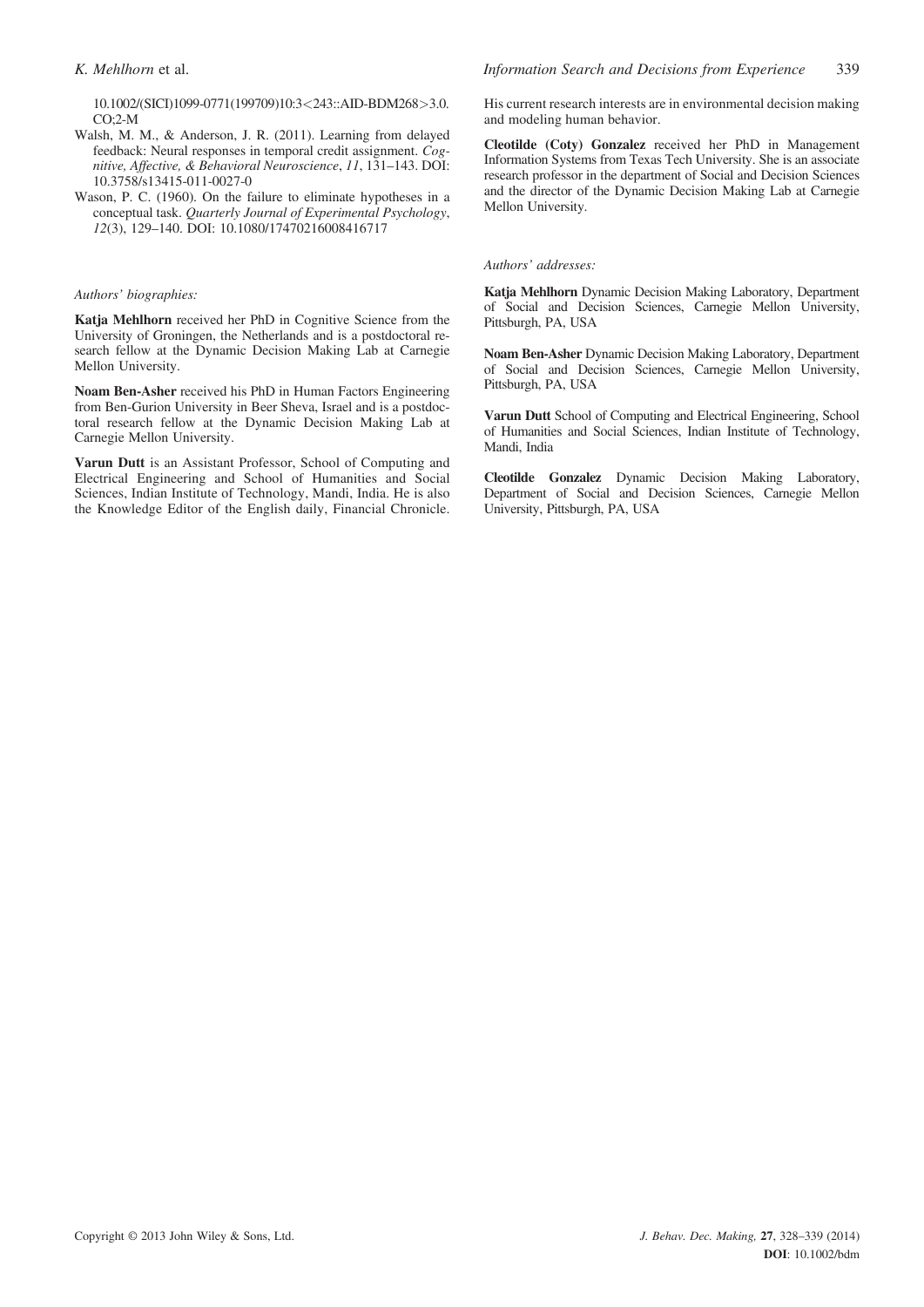10.1002/(SICI)1099-0771(199709)10:3<243::AID-BDM268>3.0.CO;2-M

Walsh, M. M., & Anderson, J. R. (2011). Learning from delayed feedback: Neural responses in temporal credit assignment. *Cognitive, Affective, & Behavioral Neuroscience*, *11*, 131–143. DOI: 10.3758/s13415-011-0027-0

Wason, P. C. (1960). On the failure to eliminate hypotheses in a conceptual task. *Quarterly Journal of Experimental Psychology*, *12*(3), 129–140. DOI: 10.1080/17470216008416717

*Authors' biographies:*

**Katja Mehlhorn** received her PhD in Cognitive Science from the University of Groningen, the Netherlands and is a postdoctoral research fellow at the Dynamic Decision Making Lab at Carnegie Mellon University.

**Noam Ben-Asher** received his PhD in Human Factors Engineering from Ben-Gurion University in Beer Sheva, Israel and is a postdoctoral research fellow at the Dynamic Decision Making Lab at Carnegie Mellon University.

**Varun Dutt** is an Assistant Professor, School of Computing and Electrical Engineering and School of Humanities and Social Sciences, Indian Institute of Technology, Mandi, India. He is also the Knowledge Editor of the English daily, Financial Chronicle. His current research interests are in environmental decision making and modeling human behavior.

**Cleotilde (Coty) Gonzalez** received her PhD in Management Information Systems from Texas Tech University. She is an associate research professor in the department of Social and Decision Sciences and the director of the Dynamic Decision Making Lab at Carnegie Mellon University.

*Authors' addresses:*

**Katja Mehlhorn** Dynamic Decision Making Laboratory, Department of Social and Decision Sciences, Carnegie Mellon University, Pittsburgh, PA, USA

**Noam Ben-Asher** Dynamic Decision Making Laboratory, Department of Social and Decision Sciences, Carnegie Mellon University, Pittsburgh, PA, USA

**Varun Dutt** School of Computing and Electrical Engineering, School of Humanities and Social Sciences, Indian Institute of Technology, Mandi, India

**Cleotilde Gonzalez** Dynamic Decision Making Laboratory, Department of Social and Decision Sciences, Carnegie Mellon University, Pittsburgh, PA, USA